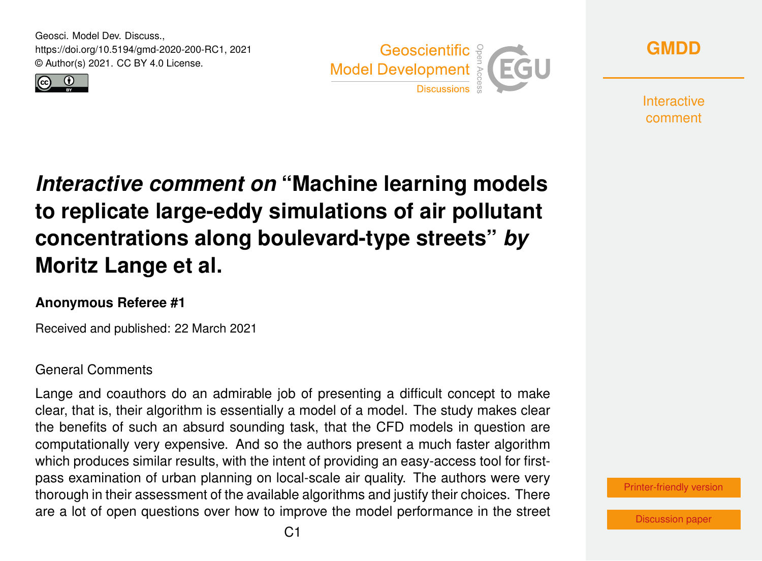# *Interactive comment on* "Machine learning models to replicate large-eddy simulations of air pollutant concentrations along boulevard-type streets" *by* Moritz Lange et al.

**Anonymous Referee #1**

Received and published: 22 March 2021

General Comments

Lange and coauthors do an admirable job of presenting a difficult concept to make clear, that is, their algorithm is essentially a model of a model. The study makes clear the benefits of such an absurd sounding task, that the CFD models in question are computationally very expensive. And so the authors present a much faster algorithm which produces similar results, with the intent of providing an easy-access tool for first-pass examination of urban planning on local-scale air quality. The authors were very thorough in their assessment of the available algorithms and justify their choices. There are a lot of open questions over how to improve the model performance in the street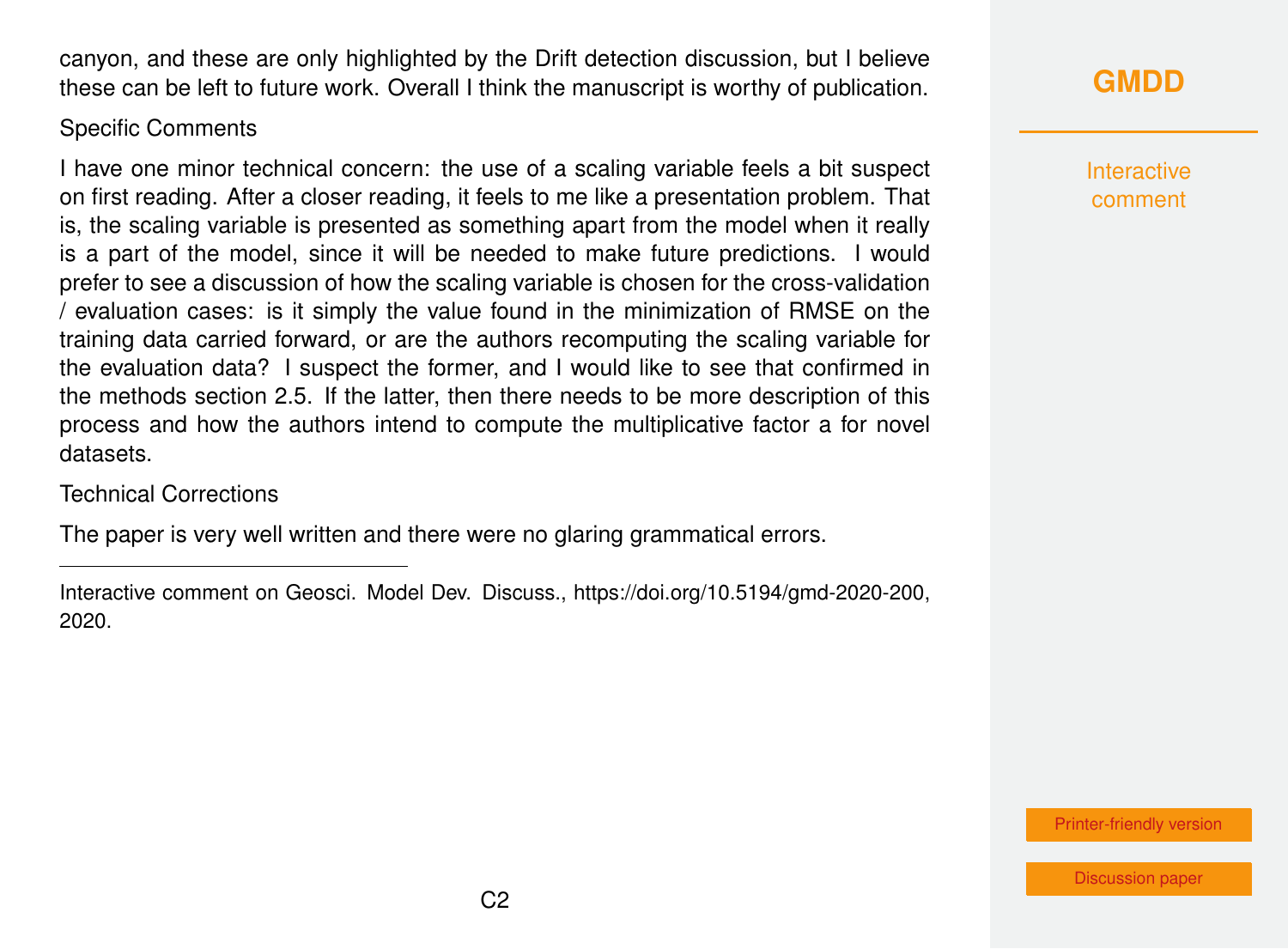canyon, and these are only highlighted by the Drift detection discussion, but I believe these can be left to future work. Overall I think the manuscript is worthy of publication.

Specific Comments

I have one minor technical concern: the use of a scaling variable feels a bit suspect on first reading. After a closer reading, it feels to me like a presentation problem. That is, the scaling variable is presented as something apart from the model when it really is a part of the model, since it will be needed to make future predictions. I would prefer to see a discussion of how the scaling variable is chosen for the cross-validation / evaluation cases: is it simply the value found in the minimization of RMSE on the training data carried forward, or are the authors recomputing the scaling variable for the evaluation data? I suspect the former, and I would like to see that confirmed in the methods section 2.5. If the latter, then there needs to be more description of this process and how the authors intend to compute the multiplicative factor $a$ for novel datasets.

Technical Corrections

The paper is very well written and there were no glaring grammatical errors.

---

Interactive comment on Geosci. Model Dev. Discuss., https://doi.org/10.5194/gmd-2020-200, 2020.